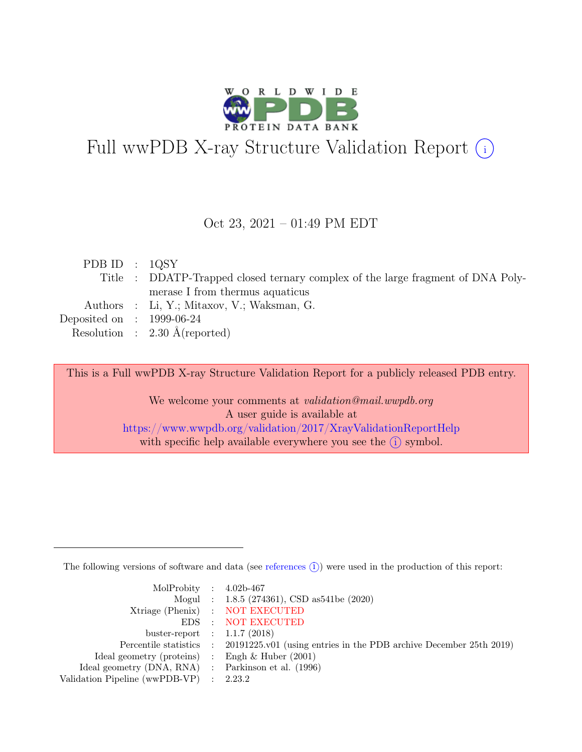# Full wwPDB X-ray Structure Validation Report (i)

Oct 23, 2021 – 01:49 PM EDT

| | | |
|---|---|---|
| PDB ID | : | 1QSY |
| Title | : | DDATP-Trapped closed ternary complex of the large fragment of DNA Polymerase I from thermus aquaticus |
| Authors | : | Li, Y.; Mitaxov, V.; Waksman, G. |
| Deposited on | : | 1999-06-24 |
| Resolution | : | 2.30 Å(reported) |

This is a Full wwPDB X-ray Structure Validation Report for a publicly released PDB entry.

We welcome your comments at *validation@mail.wwpdb.org*
A user guide is available at
https://www.wwpdb.org/validation/2017/XrayValidationReportHelp
with specific help available everywhere you see the (i) symbol.

---

The following versions of software and data (see references (i)) were used in the production of this report:

| | | |
|---|---|---|
| MolProbity | : | 4.02b-467 |
| Mogul | : | 1.8.5 (274361), CSD as541be (2020) |
| Xtriage (Phenix) | : | NOT EXECUTED |
| EDS | : | NOT EXECUTED |
| buster-report | : | 1.1.7 (2018) |
| Percentile statistics | : | 20191225.v01 (using entries in the PDB archive December 25th 2019) |
| Ideal geometry (proteins) | : | Engh & Huber (2001) |
| Ideal geometry (DNA, RNA) | : | Parkinson et al. (1996) |
| Validation Pipeline (wwPDB-VP) | : | 2.23.2 |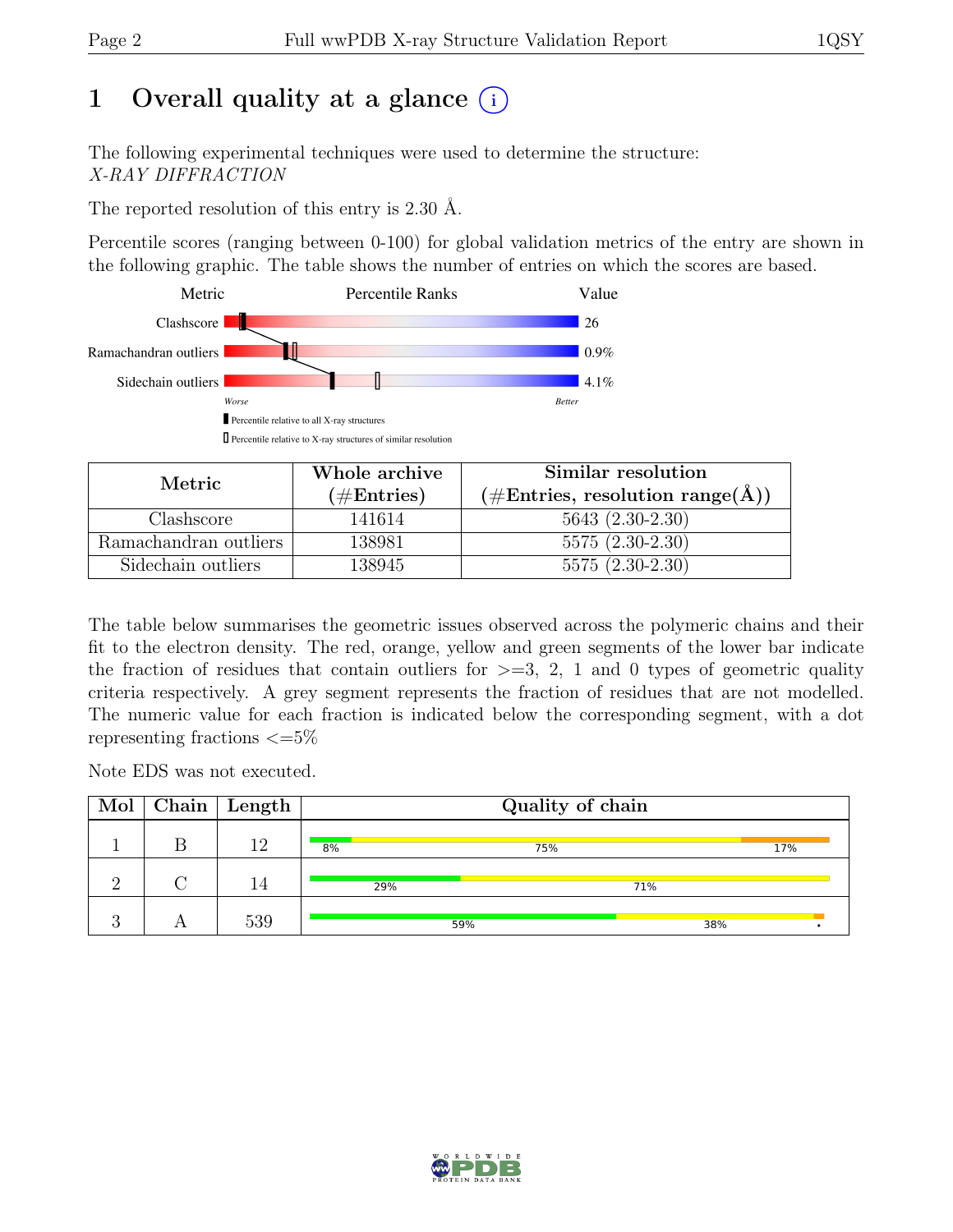# 1 Overall quality at a glance (i)

The following experimental techniques were used to determine the structure:
*X-RAY DIFFRACTION*

The reported resolution of this entry is 2.30 Å.

Percentile scores (ranging between 0-100) for global validation metrics of the entry are shown in the following graphic. The table shows the number of entries on which the scores are based.

| Metric | Value |
|---|---|
| Clashscore | 26 |
| Ramachandran outliers | 0.9% |
| Sidechain outliers | 4.1% |

Worse — Better

▮ Percentile relative to all X-ray structures

▯ Percentile relative to X-ray structures of similar resolution

| Metric | Whole archive (#Entries) | Similar resolution (#Entries, resolution range(Å)) |
|---|---|---|
| Clashscore | 141614 | 5643 (2.30-2.30) |
| Ramachandran outliers | 138981 | 5575 (2.30-2.30) |
| Sidechain outliers | 138945 | 5575 (2.30-2.30) |

The table below summarises the geometric issues observed across the polymeric chains and their fit to the electron density. The red, orange, yellow and green segments of the lower bar indicate the fraction of residues that contain outliers for >=3, 2, 1 and 0 types of geometric quality criteria respectively. A grey segment represents the fraction of residues that are not modelled. The numeric value for each fraction is indicated below the corresponding segment, with a dot representing fractions <=5%

Note EDS was not executed.

| Mol | Chain | Length | Quality of chain |
|---|---|---|---|
| 1 | B | 12 | 8% / 75% / 17% |
| 2 | C | 14 | 29% / 71% |
| 3 | A | 539 | 59% / 38% / • |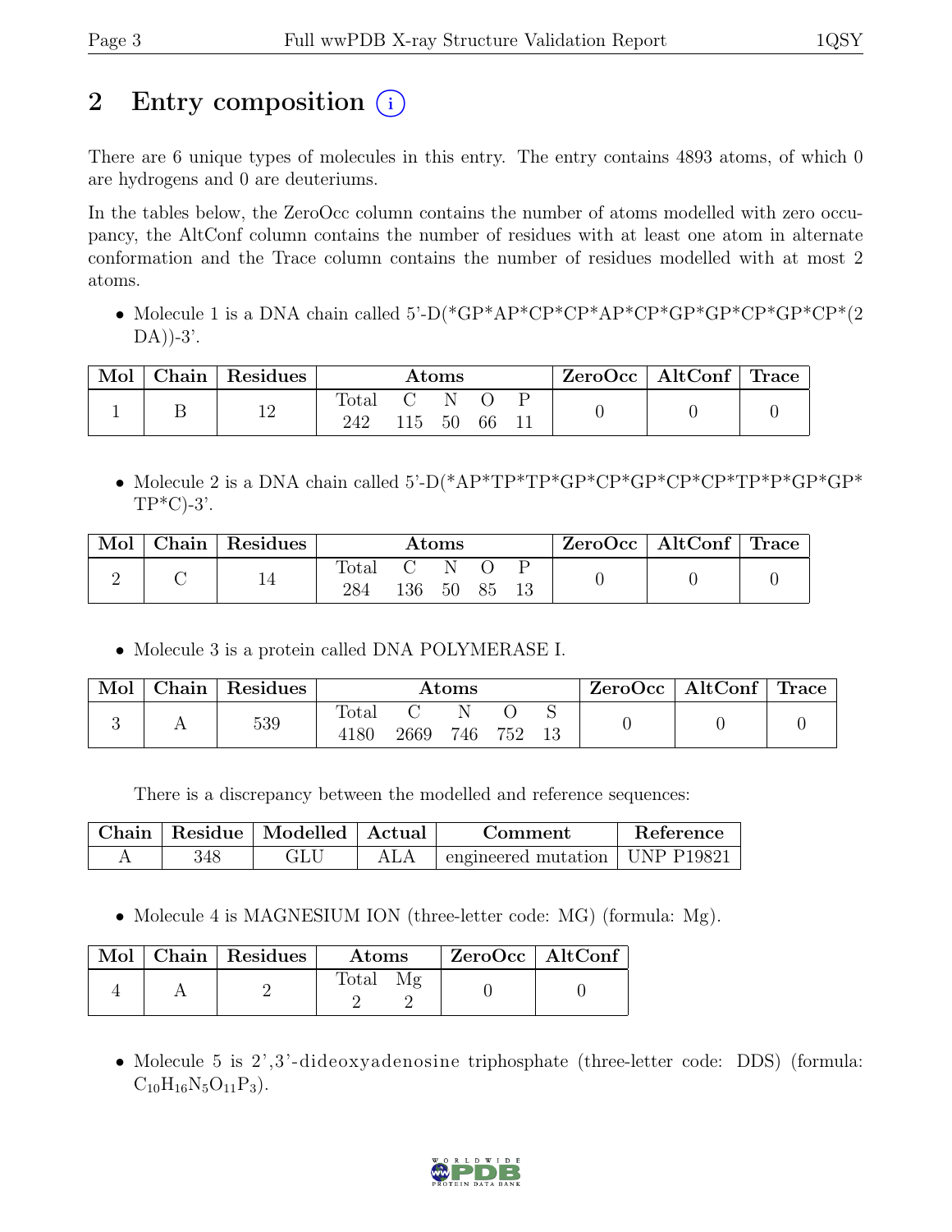# 2 Entry composition (i)

There are 6 unique types of molecules in this entry. The entry contains 4893 atoms, of which 0 are hydrogens and 0 are deuteriums.

In the tables below, the ZeroOcc column contains the number of atoms modelled with zero occupancy, the AltConf column contains the number of residues with at least one atom in alternate conformation and the Trace column contains the number of residues modelled with at most 2 atoms.

- Molecule 1 is a DNA chain called 5'-D(*GP*AP*CP*CP*AP*CP*GP*GP*CP*GP*CP*(2 DA))-3'.

| Mol | Chain | Residues | Atoms | | | | | ZeroOcc | AltConf | Trace |
|---|---|---|---|---|---|---|---|---|---|---|
| | | | Total | C | N | O | P | | | |
| 1 | B | 12 | 242 | 115 | 50 | 66 | 11 | 0 | 0 | 0 |

- Molecule 2 is a DNA chain called 5'-D(*AP*TP*TP*GP*CP*GP*CP*CP*TP*P*GP*GP* TP*C)-3'.

| Mol | Chain | Residues | Atoms | | | | | ZeroOcc | AltConf | Trace |
|---|---|---|---|---|---|---|---|---|---|---|
| | | | Total | C | N | O | P | | | |
| 2 | C | 14 | 284 | 136 | 50 | 85 | 13 | 0 | 0 | 0 |

- Molecule 3 is a protein called DNA POLYMERASE I.

| Mol | Chain | Residues | Atoms | | | | | ZeroOcc | AltConf | Trace |
|---|---|---|---|---|---|---|---|---|---|---|
| | | | Total | C | N | O | S | | | |
| 3 | A | 539 | 4180 | 2669 | 746 | 752 | 13 | 0 | 0 | 0 |

There is a discrepancy between the modelled and reference sequences:

| Chain | Residue | Modelled | Actual | Comment | Reference |
|---|---|---|---|---|---|
| A | 348 | GLU | ALA | engineered mutation | UNP P19821 |

- Molecule 4 is MAGNESIUM ION (three-letter code: MG) (formula: Mg).

| Mol | Chain | Residues | Atoms | | ZeroOcc | AltConf |
|---|---|---|---|---|---|---|
| | | | Total | Mg | | |
| 4 | A | 2 | 2 | 2 | 0 | 0 |

- Molecule 5 is 2',3'-dideoxyadenosine triphosphate (three-letter code: DDS) (formula: $C_{10}H_{16}N_5O_{11}P_3$).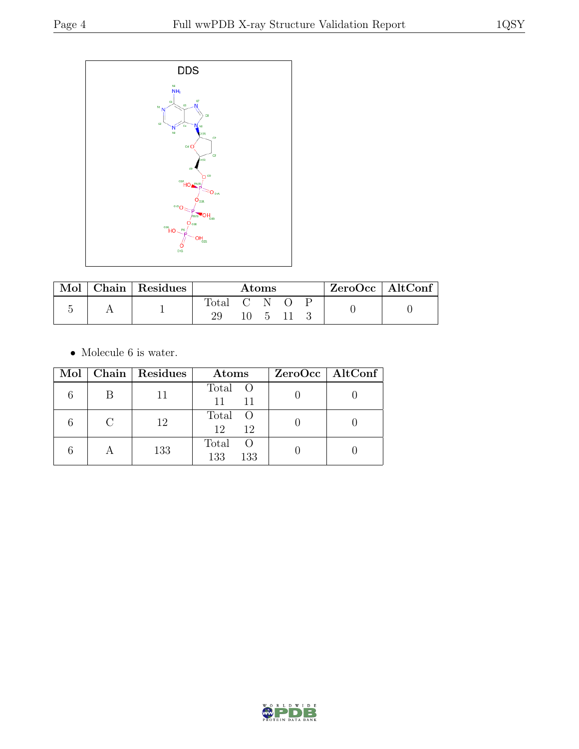DDS

| Mol | Chain | Residues | Atoms | | | | | ZeroOcc | AltConf |
|---|---|---|---|---|---|---|---|---|---|
| | | | Total | C | N | O | P | | |
| 5 | A | 1 | 29 | 10 | 5 | 11 | 3 | 0 | 0 |

- Molecule 6 is water.

| Mol | Chain | Residues | Atoms | | ZeroOcc | AltConf |
|---|---|---|---|---|---|---|
| | | | Total | O | | |
| 6 | B | 11 | 11 | 11 | 0 | 0 |
| 6 | C | 12 | 12 | 12 | 0 | 0 |
| 6 | A | 133 | 133 | 133 | 0 | 0 |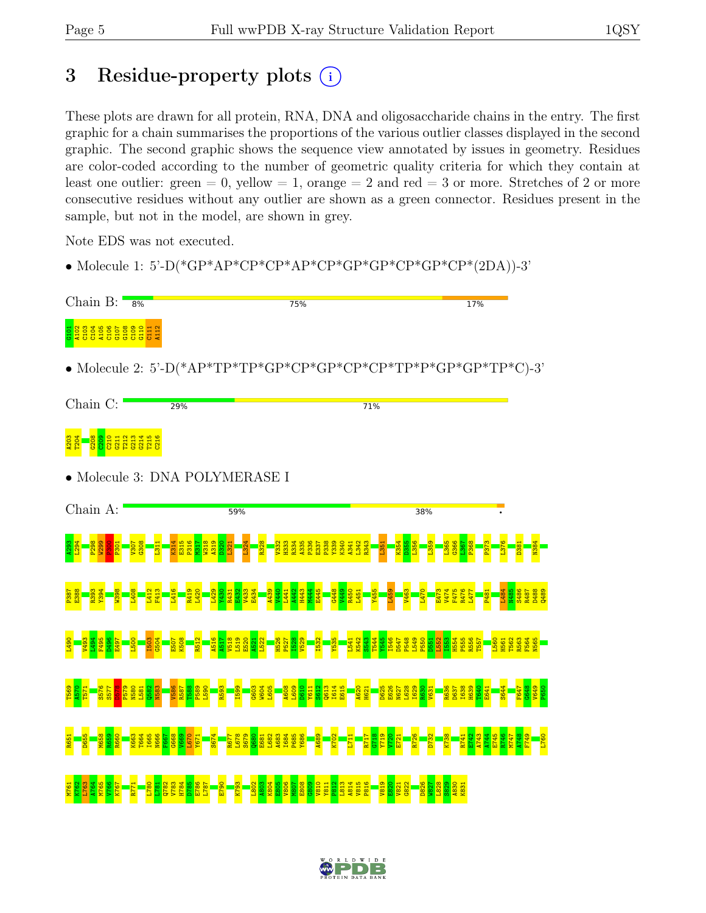# 3 Residue-property plots

These plots are drawn for all protein, RNA, DNA and oligosaccharide chains in the entry. The first graphic for a chain summarises the proportions of the various outlier classes displayed in the second graphic. The second graphic shows the sequence view annotated by issues in geometry. Residues are color-coded according to the number of geometric quality criteria for which they contain at least one outlier: green = 0, yellow = 1, orange = 2 and red = 3 or more. Stretches of 2 or more consecutive residues without any outlier are shown as a green connector. Residues present in the sample, but not in the model, are shown in grey.

Note EDS was not executed.

- Molecule 1: 5'-D(*GP*AP*CP*CP*AP*CP*GP*GP*CP*GP*CP*(2DA))-3'

Chain B: 8% | 75% | 17%

G101 A102 C103 C104 A105 C106 G107 G108 C109 G110 C111 A112

- Molecule 2: 5'-D(*AP*TP*TP*GP*CP*GP*CP*CP*TP*P*GP*GP*TP*C)-3'

Chain C: 29% | 71%

A203 T204 G208 C209 C210 G211 T212 G213 G214 T215 C216

- Molecule 3: DNA POLYMERASE I

Chain A: 59% | 38% | •

A293 L294 P298 W299 P300 P301 V307 G308 L311 K314 E315 P316 M317 W318 A319 D320 L321 L324 R328 V332 H333 R334 A335 P336 E337 P338 Y339 K340 A341 L342 R343 L351 K354 D355 L356 L359 L365 G366 L367 P368 P373 L376 D381 N384

P387 E388 R393 Y394 W398 L408 L412 F413 L416 R419 L420 L429 Y430 R431 P432 V433 E434 A439 V440 L441 A442 H443 M444 E445 G448 V449 R450 L451 Y455 L459 V463 L470 E473 V474 F475 R476 L477 P481 L484 M485 S486 R487 D488 Q489

L490 V493 L494 F495 D496 E497 L500 I503 G504 E507 K508 R512 A516 A517 L518 L519 E520 A521 L522 H526 P527 I528 V529 I532 Y535 L541 K542 S543 T544 Y545 I546 D547 P548 L549 P550 D551 L552 I553 H554 P555 R556 T557 L560 H561 T562 R563 F564 N565

T569 A570 T571 S576 S577 D578 P579 N580 L581 Q582 N583 V586 R587 T588 P589 L590 R593 I599 G603 W604 L605 A608 L609 D610 Y611 S612 Q613 I614 E615 A620 H621 D625 E626 N627 L628 I629 R630 V631 R636 D637 I638 H639 T640 E641 S644 F647 G648 V649 P650

R651 D655 M658 R659 R660 K663 T664 I665 N666 F667 G668 V669 L670 Y671 S674 R677 L678 S679 Q680 E681 L682 A683 I684 P685 Y686 A689 K702 L711 R717 G718 Y719 V720 E721 R726 D732 K738 R741 E742 A743 A744 E745 R746 M747 A748 F749 L760

M761 K762 L763 A764 M765 V766 K767 R771 L780 L781 Q782 V783 H784 D785 E786 L787 E790 K793 L802 A803 K804 E805 V806 M807 E808 G809 V810 Y811 P812 L813 A814 V815 P816 V819 E820 V821 G822 D826 W827 L828 S829 A830 K831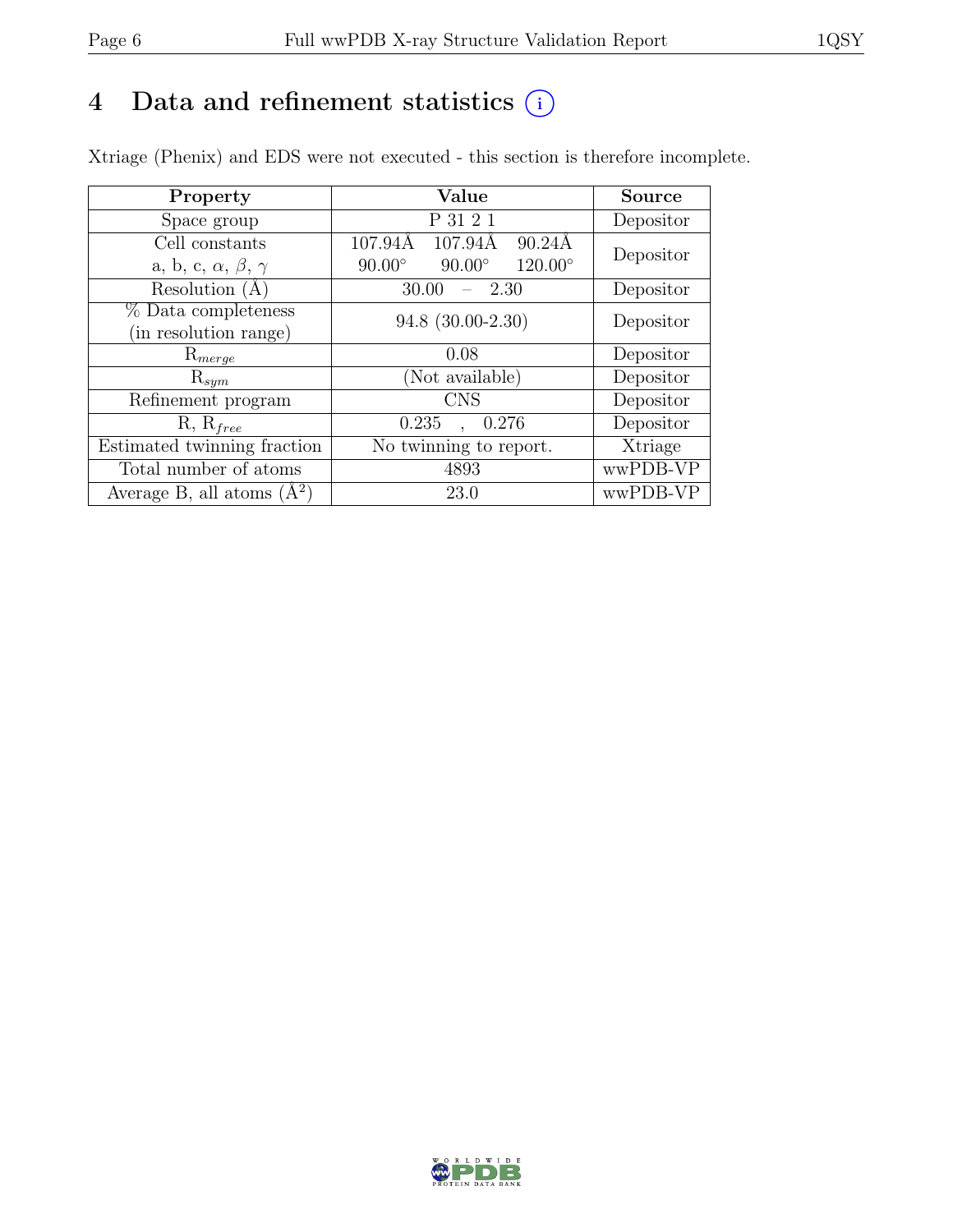# 4 Data and refinement statistics

Xtriage (Phenix) and EDS were not executed - this section is therefore incomplete.

| Property | Value | Source |
|---|---|---|
| Space group | P 31 2 1 | Depositor |
| Cell constants<br>a, b, c, $\alpha$, $\beta$, $\gamma$ | 107.94Å 107.94Å 90.24Å<br>90.00° 90.00° 120.00° | Depositor |
| Resolution (Å) | 30.00 – 2.30 | Depositor |
| % Data completeness<br>(in resolution range) | 94.8 (30.00-2.30) | Depositor |
| $R_{merge}$ | 0.08 | Depositor |
| $R_{sym}$ | (Not available) | Depositor |
| Refinement program | CNS | Depositor |
| R, $R_{free}$ | 0.235 , 0.276 | Depositor |
| Estimated twinning fraction | No twinning to report. | Xtriage |
| Total number of atoms | 4893 | wwPDB-VP |
| Average B, all atoms (Å$^2$) | 23.0 | wwPDB-VP |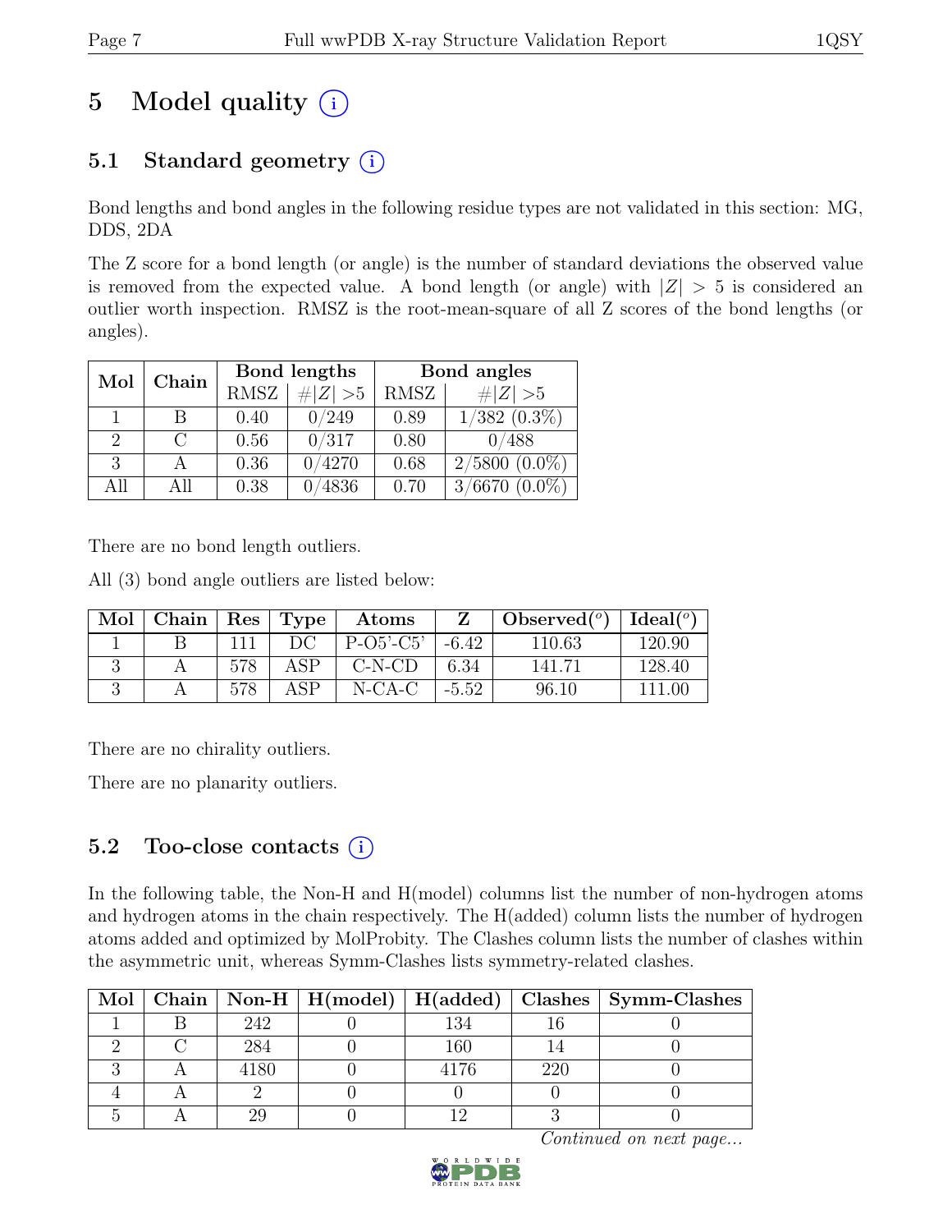# 5 Model quality

## 5.1 Standard geometry

Bond lengths and bond angles in the following residue types are not validated in this section: MG, DDS, 2DA

The Z score for a bond length (or angle) is the number of standard deviations the observed value is removed from the expected value. A bond length (or angle) with $|Z| > 5$ is considered an outlier worth inspection. RMSZ is the root-mean-square of all Z scores of the bond lengths (or angles).

| Mol | Chain | Bond lengths | | Bond angles | |
|---|---|---|---|---|---|
| | | RMSZ | $\#\|Z\| > 5$ | RMSZ | $\#\|Z\| > 5$ |
| 1 | B | 0.40 | 0/249 | 0.89 | 1/382 (0.3%) |
| 2 | C | 0.56 | 0/317 | 0.80 | 0/488 |
| 3 | A | 0.36 | 0/4270 | 0.68 | 2/5800 (0.0%) |
| All | All | 0.38 | 0/4836 | 0.70 | 3/6670 (0.0%) |

There are no bond length outliers.

All (3) bond angle outliers are listed below:

| Mol | Chain | Res | Type | Atoms | Z | Observed(°) | Ideal(°) |
|---|---|---|---|---|---|---|---|
| 1 | B | 111 | DC | P-O5'-C5' | -6.42 | 110.63 | 120.90 |
| 3 | A | 578 | ASP | C-N-CD | 6.34 | 141.71 | 128.40 |
| 3 | A | 578 | ASP | N-CA-C | -5.52 | 96.10 | 111.00 |

There are no chirality outliers.

There are no planarity outliers.

## 5.2 Too-close contacts

In the following table, the Non-H and H(model) columns list the number of non-hydrogen atoms and hydrogen atoms in the chain respectively. The H(added) column lists the number of hydrogen atoms added and optimized by MolProbity. The Clashes column lists the number of clashes within the asymmetric unit, whereas Symm-Clashes lists symmetry-related clashes.

| Mol | Chain | Non-H | H(model) | H(added) | Clashes | Symm-Clashes |
|---|---|---|---|---|---|---|
| 1 | B | 242 | 0 | 134 | 16 | 0 |
| 2 | C | 284 | 0 | 160 | 14 | 0 |
| 3 | A | 4180 | 0 | 4176 | 220 | 0 |
| 4 | A | 2 | 0 | 0 | 0 | 0 |
| 5 | A | 29 | 0 | 12 | 3 | 0 |

*Continued on next page...*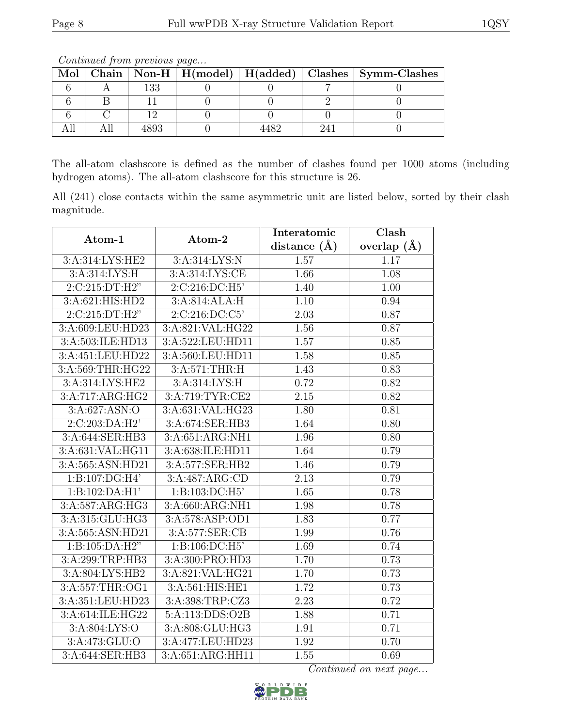*Continued from previous page...*

| Mol | Chain | Non-H | H(model) | H(added) | Clashes | Symm-Clashes |
|---|---|---|---|---|---|---|
| 6 | A | 133 | 0 | 0 | 7 | 0 |
| 6 | B | 11 | 0 | 0 | 2 | 0 |
| 6 | C | 12 | 0 | 0 | 0 | 0 |
| All | All | 4893 | 0 | 4482 | 241 | 0 |

The all-atom clashscore is defined as the number of clashes found per 1000 atoms (including hydrogen atoms). The all-atom clashscore for this structure is 26.

All (241) close contacts within the same asymmetric unit are listed below, sorted by their clash magnitude.

| Atom-1 | Atom-2 | Interatomic distance (Å) | Clash overlap (Å) |
|---|---|---|---|
| 3:A:314:LYS:HE2 | 3:A:314:LYS:N | 1.57 | 1.17 |
| 3:A:314:LYS:H | 3:A:314:LYS:CE | 1.66 | 1.08 |
| 2:C:215:DT:H2" | 2:C:216:DC:H5' | 1.40 | 1.00 |
| 3:A:621:HIS:HD2 | 3:A:814:ALA:H | 1.10 | 0.94 |
| 2:C:215:DT:H2" | 2:C:216:DC:C5' | 2.03 | 0.87 |
| 3:A:609:LEU:HD23 | 3:A:821:VAL:HG22 | 1.56 | 0.87 |
| 3:A:503:ILE:HD13 | 3:A:522:LEU:HD11 | 1.57 | 0.85 |
| 3:A:451:LEU:HD22 | 3:A:560:LEU:HD11 | 1.58 | 0.85 |
| 3:A:569:THR:HG22 | 3:A:571:THR:H | 1.43 | 0.83 |
| 3:A:314:LYS:HE2 | 3:A:314:LYS:H | 0.72 | 0.82 |
| 3:A:717:ARG:HG2 | 3:A:719:TYR:CE2 | 2.15 | 0.82 |
| 3:A:627:ASN:O | 3:A:631:VAL:HG23 | 1.80 | 0.81 |
| 2:C:203:DA:H2' | 3:A:674:SER:HB3 | 1.64 | 0.80 |
| 3:A:644:SER:HB3 | 3:A:651:ARG:NH1 | 1.96 | 0.80 |
| 3:A:631:VAL:HG11 | 3:A:638:ILE:HD11 | 1.64 | 0.79 |
| 3:A:565:ASN:HD21 | 3:A:577:SER:HB2 | 1.46 | 0.79 |
| 1:B:107:DG:H4' | 3:A:487:ARG:CD | 2.13 | 0.79 |
| 1:B:102:DA:H1' | 1:B:103:DC:H5' | 1.65 | 0.78 |
| 3:A:587:ARG:HG3 | 3:A:660:ARG:NH1 | 1.98 | 0.78 |
| 3:A:315:GLU:HG3 | 3:A:578:ASP:OD1 | 1.83 | 0.77 |
| 3:A:565:ASN:HD21 | 3:A:577:SER:CB | 1.99 | 0.76 |
| 1:B:105:DA:H2" | 1:B:106:DC:H5' | 1.69 | 0.74 |
| 3:A:299:TRP:HB3 | 3:A:300:PRO:HD3 | 1.70 | 0.73 |
| 3:A:804:LYS:HB2 | 3:A:821:VAL:HG21 | 1.70 | 0.73 |
| 3:A:557:THR:OG1 | 3:A:561:HIS:HE1 | 1.72 | 0.73 |
| 3:A:351:LEU:HD23 | 3:A:398:TRP:CZ3 | 2.23 | 0.72 |
| 3:A:614:ILE:HG22 | 5:A:113:DDS:O2B | 1.88 | 0.71 |
| 3:A:804:LYS:O | 3:A:808:GLU:HG3 | 1.91 | 0.71 |
| 3:A:473:GLU:O | 3:A:477:LEU:HD23 | 1.92 | 0.70 |
| 3:A:644:SER:HB3 | 3:A:651:ARG:HH11 | 1.55 | 0.69 |

*Continued on next page...*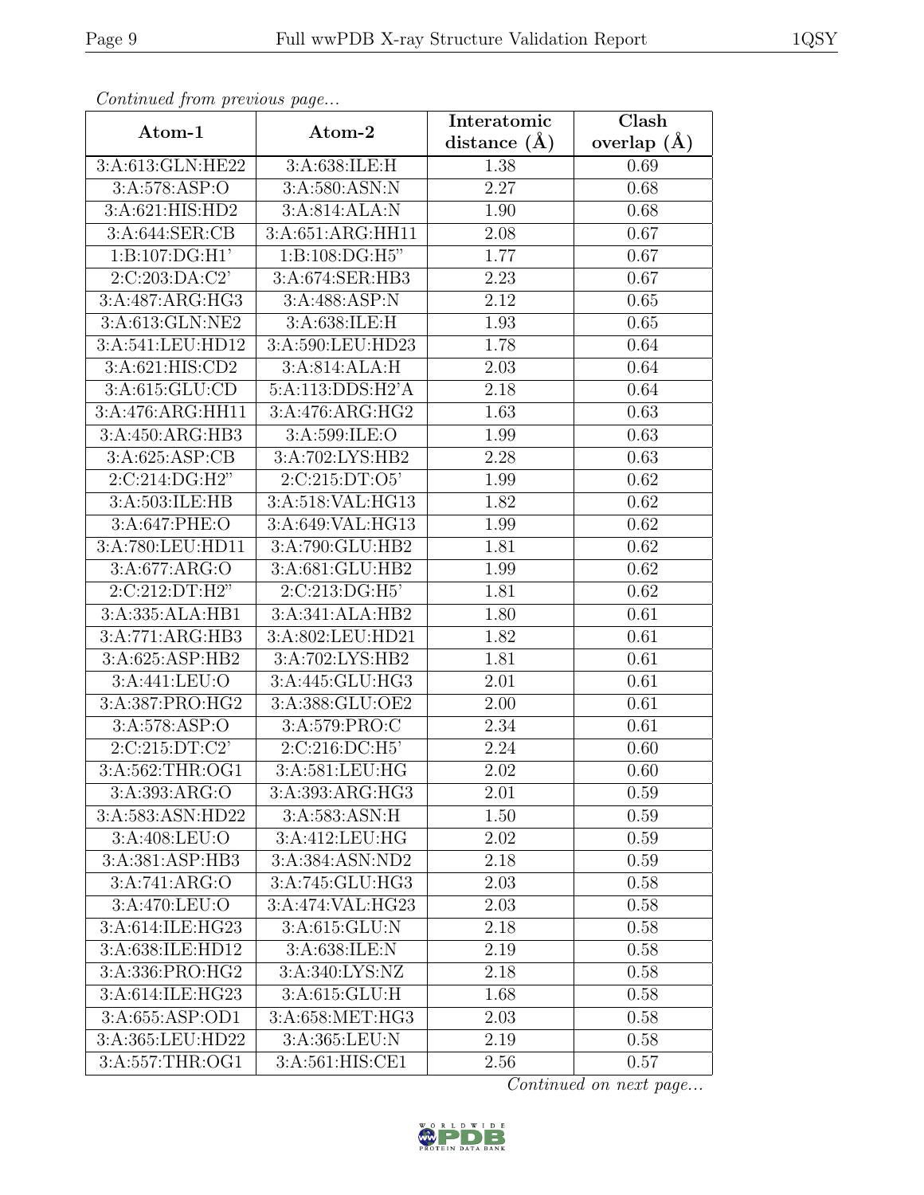*Continued from previous page...*

| Atom-1 | Atom-2 | Interatomic distance (Å) | Clash overlap (Å) |
|---|---|---|---|
| 3:A:613:GLN:HE22 | 3:A:638:ILE:H | 1.38 | 0.69 |
| 3:A:578:ASP:O | 3:A:580:ASN:N | 2.27 | 0.68 |
| 3:A:621:HIS:HD2 | 3:A:814:ALA:N | 1.90 | 0.68 |
| 3:A:644:SER:CB | 3:A:651:ARG:HH11 | 2.08 | 0.67 |
| 1:B:107:DG:H1' | 1:B:108:DG:H5" | 1.77 | 0.67 |
| 2:C:203:DA:C2' | 3:A:674:SER:HB3 | 2.23 | 0.67 |
| 3:A:487:ARG:HG3 | 3:A:488:ASP:N | 2.12 | 0.65 |
| 3:A:613:GLN:NE2 | 3:A:638:ILE:H | 1.93 | 0.65 |
| 3:A:541:LEU:HD12 | 3:A:590:LEU:HD23 | 1.78 | 0.64 |
| 3:A:621:HIS:CD2 | 3:A:814:ALA:H | 2.03 | 0.64 |
| 3:A:615:GLU:CD | 5:A:113:DDS:H2'A | 2.18 | 0.64 |
| 3:A:476:ARG:HH11 | 3:A:476:ARG:HG2 | 1.63 | 0.63 |
| 3:A:450:ARG:HB3 | 3:A:599:ILE:O | 1.99 | 0.63 |
| 3:A:625:ASP:CB | 3:A:702:LYS:HB2 | 2.28 | 0.63 |
| 2:C:214:DG:H2" | 2:C:215:DT:O5' | 1.99 | 0.62 |
| 3:A:503:ILE:HB | 3:A:518:VAL:HG13 | 1.82 | 0.62 |
| 3:A:647:PHE:O | 3:A:649:VAL:HG13 | 1.99 | 0.62 |
| 3:A:780:LEU:HD11 | 3:A:790:GLU:HB2 | 1.81 | 0.62 |
| 3:A:677:ARG:O | 3:A:681:GLU:HB2 | 1.99 | 0.62 |
| 2:C:212:DT:H2" | 2:C:213:DG:H5' | 1.81 | 0.62 |
| 3:A:335:ALA:HB1 | 3:A:341:ALA:HB2 | 1.80 | 0.61 |
| 3:A:771:ARG:HB3 | 3:A:802:LEU:HD21 | 1.82 | 0.61 |
| 3:A:625:ASP:HB2 | 3:A:702:LYS:HB2 | 1.81 | 0.61 |
| 3:A:441:LEU:O | 3:A:445:GLU:HG3 | 2.01 | 0.61 |
| 3:A:387:PRO:HG2 | 3:A:388:GLU:OE2 | 2.00 | 0.61 |
| 3:A:578:ASP:O | 3:A:579:PRO:C | 2.34 | 0.61 |
| 2:C:215:DT:C2' | 2:C:216:DC:H5' | 2.24 | 0.60 |
| 3:A:562:THR:OG1 | 3:A:581:LEU:HG | 2.02 | 0.60 |
| 3:A:393:ARG:O | 3:A:393:ARG:HG3 | 2.01 | 0.59 |
| 3:A:583:ASN:HD22 | 3:A:583:ASN:H | 1.50 | 0.59 |
| 3:A:408:LEU:O | 3:A:412:LEU:HG | 2.02 | 0.59 |
| 3:A:381:ASP:HB3 | 3:A:384:ASN:ND2 | 2.18 | 0.59 |
| 3:A:741:ARG:O | 3:A:745:GLU:HG3 | 2.03 | 0.58 |
| 3:A:470:LEU:O | 3:A:474:VAL:HG23 | 2.03 | 0.58 |
| 3:A:614:ILE:HG23 | 3:A:615:GLU:N | 2.18 | 0.58 |
| 3:A:638:ILE:HD12 | 3:A:638:ILE:N | 2.19 | 0.58 |
| 3:A:336:PRO:HG2 | 3:A:340:LYS:NZ | 2.18 | 0.58 |
| 3:A:614:ILE:HG23 | 3:A:615:GLU:H | 1.68 | 0.58 |
| 3:A:655:ASP:OD1 | 3:A:658:MET:HG3 | 2.03 | 0.58 |
| 3:A:365:LEU:HD22 | 3:A:365:LEU:N | 2.19 | 0.58 |
| 3:A:557:THR:OG1 | 3:A:561:HIS:CE1 | 2.56 | 0.57 |

*Continued on next page...*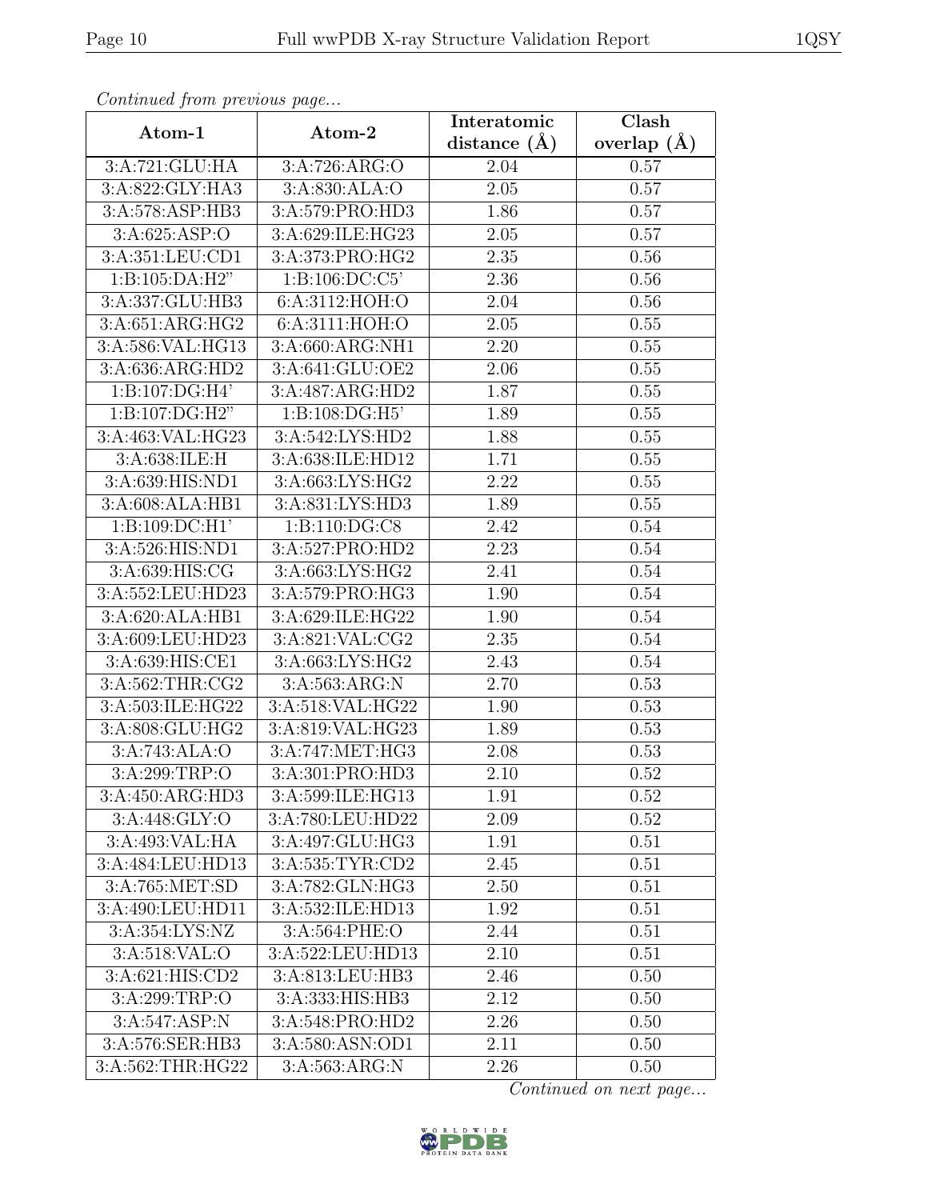*Continued from previous page...*

| Atom-1 | Atom-2 | Interatomic distance (Å) | Clash overlap (Å) |
|---|---|---|---|
| 3:A:721:GLU:HA | 3:A:726:ARG:O | 2.04 | 0.57 |
| 3:A:822:GLY:HA3 | 3:A:830:ALA:O | 2.05 | 0.57 |
| 3:A:578:ASP:HB3 | 3:A:579:PRO:HD3 | 1.86 | 0.57 |
| 3:A:625:ASP:O | 3:A:629:ILE:HG23 | 2.05 | 0.57 |
| 3:A:351:LEU:CD1 | 3:A:373:PRO:HG2 | 2.35 | 0.56 |
| 1:B:105:DA:H2" | 1:B:106:DC:C5' | 2.36 | 0.56 |
| 3:A:337:GLU:HB3 | 6:A:3112:HOH:O | 2.04 | 0.56 |
| 3:A:651:ARG:HG2 | 6:A:3111:HOH:O | 2.05 | 0.55 |
| 3:A:586:VAL:HG13 | 3:A:660:ARG:NH1 | 2.20 | 0.55 |
| 3:A:636:ARG:HD2 | 3:A:641:GLU:OE2 | 2.06 | 0.55 |
| 1:B:107:DG:H4' | 3:A:487:ARG:HD2 | 1.87 | 0.55 |
| 1:B:107:DG:H2" | 1:B:108:DG:H5' | 1.89 | 0.55 |
| 3:A:463:VAL:HG23 | 3:A:542:LYS:HD2 | 1.88 | 0.55 |
| 3:A:638:ILE:H | 3:A:638:ILE:HD12 | 1.71 | 0.55 |
| 3:A:639:HIS:ND1 | 3:A:663:LYS:HG2 | 2.22 | 0.55 |
| 3:A:608:ALA:HB1 | 3:A:831:LYS:HD3 | 1.89 | 0.55 |
| 1:B:109:DC:H1' | 1:B:110:DG:C8 | 2.42 | 0.54 |
| 3:A:526:HIS:ND1 | 3:A:527:PRO:HD2 | 2.23 | 0.54 |
| 3:A:639:HIS:CG | 3:A:663:LYS:HG2 | 2.41 | 0.54 |
| 3:A:552:LEU:HD23 | 3:A:579:PRO:HG3 | 1.90 | 0.54 |
| 3:A:620:ALA:HB1 | 3:A:629:ILE:HG22 | 1.90 | 0.54 |
| 3:A:609:LEU:HD23 | 3:A:821:VAL:CG2 | 2.35 | 0.54 |
| 3:A:639:HIS:CE1 | 3:A:663:LYS:HG2 | 2.43 | 0.54 |
| 3:A:562:THR:CG2 | 3:A:563:ARG:N | 2.70 | 0.53 |
| 3:A:503:ILE:HG22 | 3:A:518:VAL:HG22 | 1.90 | 0.53 |
| 3:A:808:GLU:HG2 | 3:A:819:VAL:HG23 | 1.89 | 0.53 |
| 3:A:743:ALA:O | 3:A:747:MET:HG3 | 2.08 | 0.53 |
| 3:A:299:TRP:O | 3:A:301:PRO:HD3 | 2.10 | 0.52 |
| 3:A:450:ARG:HD3 | 3:A:599:ILE:HG13 | 1.91 | 0.52 |
| 3:A:448:GLY:O | 3:A:780:LEU:HD22 | 2.09 | 0.52 |
| 3:A:493:VAL:HA | 3:A:497:GLU:HG3 | 1.91 | 0.51 |
| 3:A:484:LEU:HD13 | 3:A:535:TYR:CD2 | 2.45 | 0.51 |
| 3:A:765:MET:SD | 3:A:782:GLN:HG3 | 2.50 | 0.51 |
| 3:A:490:LEU:HD11 | 3:A:532:ILE:HD13 | 1.92 | 0.51 |
| 3:A:354:LYS:NZ | 3:A:564:PHE:O | 2.44 | 0.51 |
| 3:A:518:VAL:O | 3:A:522:LEU:HD13 | 2.10 | 0.51 |
| 3:A:621:HIS:CD2 | 3:A:813:LEU:HB3 | 2.46 | 0.50 |
| 3:A:299:TRP:O | 3:A:333:HIS:HB3 | 2.12 | 0.50 |
| 3:A:547:ASP:N | 3:A:548:PRO:HD2 | 2.26 | 0.50 |
| 3:A:576:SER:HB3 | 3:A:580:ASN:OD1 | 2.11 | 0.50 |
| 3:A:562:THR:HG22 | 3:A:563:ARG:N | 2.26 | 0.50 |

*Continued on next page...*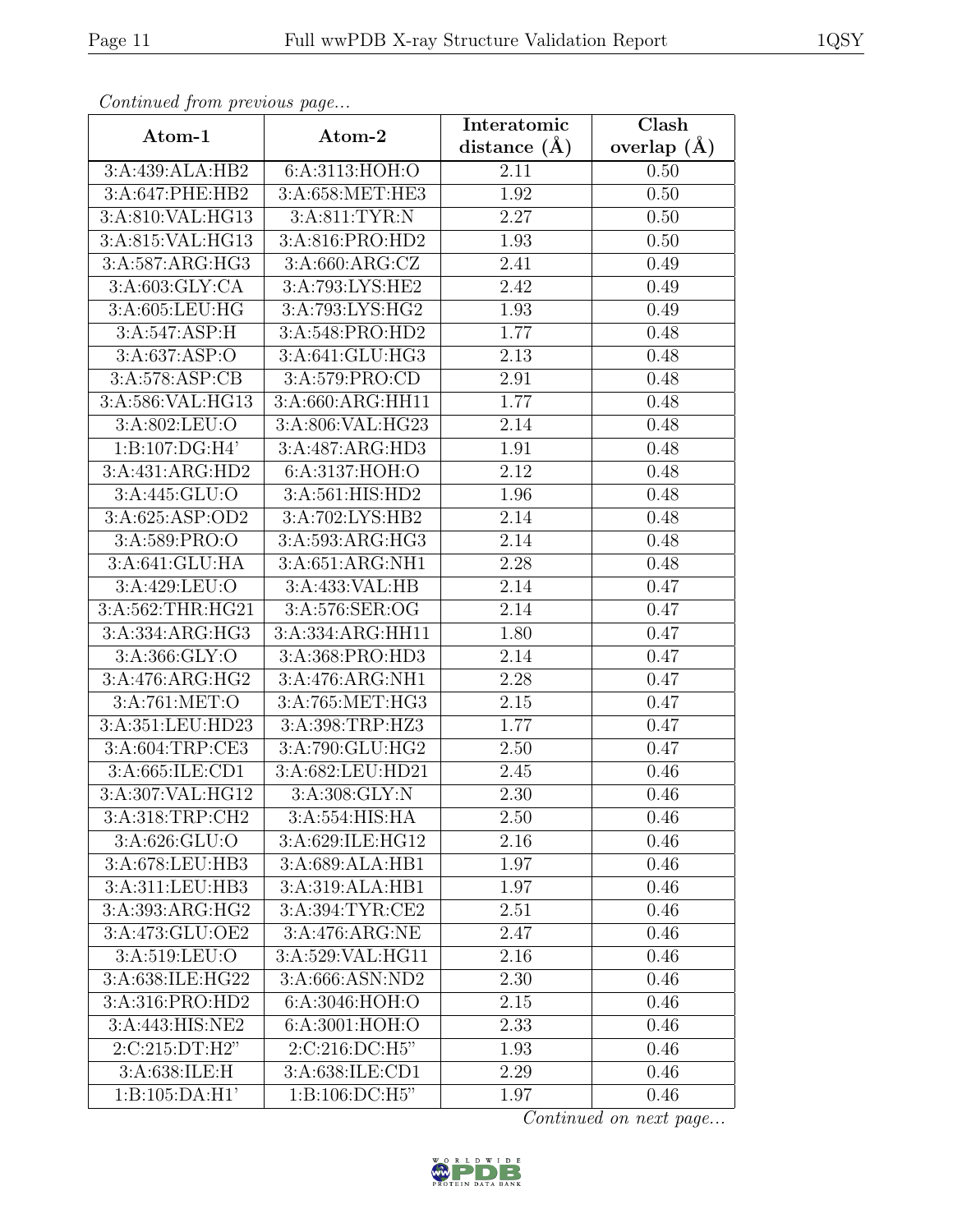*Continued from previous page...*

| Atom-1 | Atom-2 | Interatomic distance (Å) | Clash overlap (Å) |
| --- | --- | --- | --- |
| 3:A:439:ALA:HB2 | 6:A:3113:HOH:O | 2.11 | 0.50 |
| 3:A:647:PHE:HB2 | 3:A:658:MET:HE3 | 1.92 | 0.50 |
| 3:A:810:VAL:HG13 | 3:A:811:TYR:N | 2.27 | 0.50 |
| 3:A:815:VAL:HG13 | 3:A:816:PRO:HD2 | 1.93 | 0.50 |
| 3:A:587:ARG:HG3 | 3:A:660:ARG:CZ | 2.41 | 0.49 |
| 3:A:603:GLY:CA | 3:A:793:LYS:HE2 | 2.42 | 0.49 |
| 3:A:605:LEU:HG | 3:A:793:LYS:HG2 | 1.93 | 0.49 |
| 3:A:547:ASP:H | 3:A:548:PRO:HD2 | 1.77 | 0.48 |
| 3:A:637:ASP:O | 3:A:641:GLU:HG3 | 2.13 | 0.48 |
| 3:A:578:ASP:CB | 3:A:579:PRO:CD | 2.91 | 0.48 |
| 3:A:586:VAL:HG13 | 3:A:660:ARG:HH11 | 1.77 | 0.48 |
| 3:A:802:LEU:O | 3:A:806:VAL:HG23 | 2.14 | 0.48 |
| 1:B:107:DG:H4' | 3:A:487:ARG:HD3 | 1.91 | 0.48 |
| 3:A:431:ARG:HD2 | 6:A:3137:HOH:O | 2.12 | 0.48 |
| 3:A:445:GLU:O | 3:A:561:HIS:HD2 | 1.96 | 0.48 |
| 3:A:625:ASP:OD2 | 3:A:702:LYS:HB2 | 2.14 | 0.48 |
| 3:A:589:PRO:O | 3:A:593:ARG:HG3 | 2.14 | 0.48 |
| 3:A:641:GLU:HA | 3:A:651:ARG:NH1 | 2.28 | 0.48 |
| 3:A:429:LEU:O | 3:A:433:VAL:HB | 2.14 | 0.47 |
| 3:A:562:THR:HG21 | 3:A:576:SER:OG | 2.14 | 0.47 |
| 3:A:334:ARG:HG3 | 3:A:334:ARG:HH11 | 1.80 | 0.47 |
| 3:A:366:GLY:O | 3:A:368:PRO:HD3 | 2.14 | 0.47 |
| 3:A:476:ARG:HG2 | 3:A:476:ARG:NH1 | 2.28 | 0.47 |
| 3:A:761:MET:O | 3:A:765:MET:HG3 | 2.15 | 0.47 |
| 3:A:351:LEU:HD23 | 3:A:398:TRP:HZ3 | 1.77 | 0.47 |
| 3:A:604:TRP:CE3 | 3:A:790:GLU:HG2 | 2.50 | 0.47 |
| 3:A:665:ILE:CD1 | 3:A:682:LEU:HD21 | 2.45 | 0.46 |
| 3:A:307:VAL:HG12 | 3:A:308:GLY:N | 2.30 | 0.46 |
| 3:A:318:TRP:CH2 | 3:A:554:HIS:HA | 2.50 | 0.46 |
| 3:A:626:GLU:O | 3:A:629:ILE:HG12 | 2.16 | 0.46 |
| 3:A:678:LEU:HB3 | 3:A:689:ALA:HB1 | 1.97 | 0.46 |
| 3:A:311:LEU:HB3 | 3:A:319:ALA:HB1 | 1.97 | 0.46 |
| 3:A:393:ARG:HG2 | 3:A:394:TYR:CE2 | 2.51 | 0.46 |
| 3:A:473:GLU:OE2 | 3:A:476:ARG:NE | 2.47 | 0.46 |
| 3:A:519:LEU:O | 3:A:529:VAL:HG11 | 2.16 | 0.46 |
| 3:A:638:ILE:HG22 | 3:A:666:ASN:ND2 | 2.30 | 0.46 |
| 3:A:316:PRO:HD2 | 6:A:3046:HOH:O | 2.15 | 0.46 |
| 3:A:443:HIS:NE2 | 6:A:3001:HOH:O | 2.33 | 0.46 |
| 2:C:215:DT:H2" | 2:C:216:DC:H5" | 1.93 | 0.46 |
| 3:A:638:ILE:H | 3:A:638:ILE:CD1 | 2.29 | 0.46 |
| 1:B:105:DA:H1' | 1:B:106:DC:H5" | 1.97 | 0.46 |

*Continued on next page...*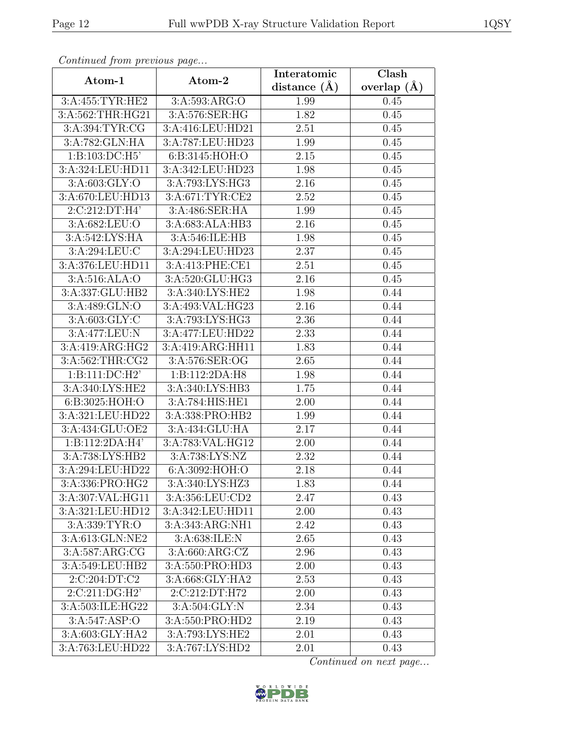*Continued from previous page...*

| Atom-1 | Atom-2 | Interatomic distance (Å) | Clash overlap (Å) |
|---|---|---|---|
| 3:A:455:TYR:HE2 | 3:A:593:ARG:O | 1.99 | 0.45 |
| 3:A:562:THR:HG21 | 3:A:576:SER:HG | 1.82 | 0.45 |
| 3:A:394:TYR:CG | 3:A:416:LEU:HD21 | 2.51 | 0.45 |
| 3:A:782:GLN:HA | 3:A:787:LEU:HD23 | 1.99 | 0.45 |
| 1:B:103:DC:H5' | 6:B:3145:HOH:O | 2.15 | 0.45 |
| 3:A:324:LEU:HD11 | 3:A:342:LEU:HD23 | 1.98 | 0.45 |
| 3:A:603:GLY:O | 3:A:793:LYS:HG3 | 2.16 | 0.45 |
| 3:A:670:LEU:HD13 | 3:A:671:TYR:CE2 | 2.52 | 0.45 |
| 2:C:212:DT:H4' | 3:A:486:SER:HA | 1.99 | 0.45 |
| 3:A:682:LEU:O | 3:A:683:ALA:HB3 | 2.16 | 0.45 |
| 3:A:542:LYS:HA | 3:A:546:ILE:HB | 1.98 | 0.45 |
| 3:A:294:LEU:C | 3:A:294:LEU:HD23 | 2.37 | 0.45 |
| 3:A:376:LEU:HD11 | 3:A:413:PHE:CE1 | 2.51 | 0.45 |
| 3:A:516:ALA:O | 3:A:520:GLU:HG3 | 2.16 | 0.45 |
| 3:A:337:GLU:HB2 | 3:A:340:LYS:HE2 | 1.98 | 0.44 |
| 3:A:489:GLN:O | 3:A:493:VAL:HG23 | 2.16 | 0.44 |
| 3:A:603:GLY:C | 3:A:793:LYS:HG3 | 2.36 | 0.44 |
| 3:A:477:LEU:N | 3:A:477:LEU:HD22 | 2.33 | 0.44 |
| 3:A:419:ARG:HG2 | 3:A:419:ARG:HH11 | 1.83 | 0.44 |
| 3:A:562:THR:CG2 | 3:A:576:SER:OG | 2.65 | 0.44 |
| 1:B:111:DC:H2' | 1:B:112:2DA:H8 | 1.98 | 0.44 |
| 3:A:340:LYS:HE2 | 3:A:340:LYS:HB3 | 1.75 | 0.44 |
| 6:B:3025:HOH:O | 3:A:784:HIS:HE1 | 2.00 | 0.44 |
| 3:A:321:LEU:HD22 | 3:A:338:PRO:HB2 | 1.99 | 0.44 |
| 3:A:434:GLU:OE2 | 3:A:434:GLU:HA | 2.17 | 0.44 |
| 1:B:112:2DA:H4' | 3:A:783:VAL:HG12 | 2.00 | 0.44 |
| 3:A:738:LYS:HB2 | 3:A:738:LYS:NZ | 2.32 | 0.44 |
| 3:A:294:LEU:HD22 | 6:A:3092:HOH:O | 2.18 | 0.44 |
| 3:A:336:PRO:HG2 | 3:A:340:LYS:HZ3 | 1.83 | 0.44 |
| 3:A:307:VAL:HG11 | 3:A:356:LEU:CD2 | 2.47 | 0.43 |
| 3:A:321:LEU:HD12 | 3:A:342:LEU:HD11 | 2.00 | 0.43 |
| 3:A:339:TYR:O | 3:A:343:ARG:NH1 | 2.42 | 0.43 |
| 3:A:613:GLN:NE2 | 3:A:638:ILE:N | 2.65 | 0.43 |
| 3:A:587:ARG:CG | 3:A:660:ARG:CZ | 2.96 | 0.43 |
| 3:A:549:LEU:HB2 | 3:A:550:PRO:HD3 | 2.00 | 0.43 |
| 2:C:204:DT:C2 | 3:A:668:GLY:HA2 | 2.53 | 0.43 |
| 2:C:211:DG:H2' | 2:C:212:DT:H72 | 2.00 | 0.43 |
| 3:A:503:ILE:HG22 | 3:A:504:GLY:N | 2.34 | 0.43 |
| 3:A:547:ASP:O | 3:A:550:PRO:HD2 | 2.19 | 0.43 |
| 3:A:603:GLY:HA2 | 3:A:793:LYS:HE2 | 2.01 | 0.43 |
| 3:A:763:LEU:HD22 | 3:A:767:LYS:HD2 | 2.01 | 0.43 |

*Continued on next page...*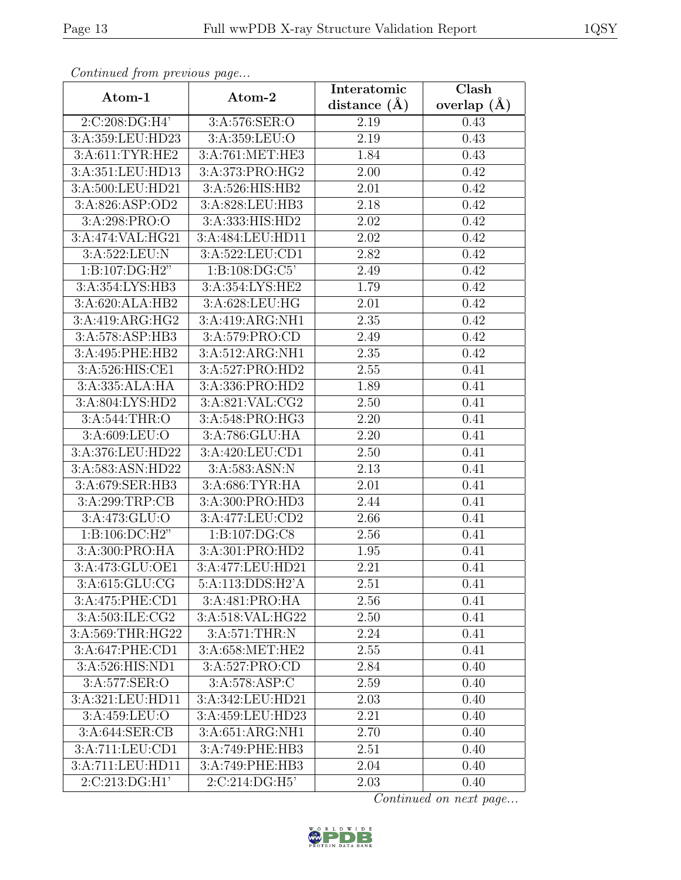*Continued from previous page...*

| Atom-1 | Atom-2 | Interatomic distance (Å) | Clash overlap (Å) |
| --- | --- | --- | --- |
| 2:C:208:DG:H4' | 3:A:576:SER:O | 2.19 | 0.43 |
| 3:A:359:LEU:HD23 | 3:A:359:LEU:O | 2.19 | 0.43 |
| 3:A:611:TYR:HE2 | 3:A:761:MET:HE3 | 1.84 | 0.43 |
| 3:A:351:LEU:HD13 | 3:A:373:PRO:HG2 | 2.00 | 0.42 |
| 3:A:500:LEU:HD21 | 3:A:526:HIS:HB2 | 2.01 | 0.42 |
| 3:A:826:ASP:OD2 | 3:A:828:LEU:HB3 | 2.18 | 0.42 |
| 3:A:298:PRO:O | 3:A:333:HIS:HD2 | 2.02 | 0.42 |
| 3:A:474:VAL:HG21 | 3:A:484:LEU:HD11 | 2.02 | 0.42 |
| 3:A:522:LEU:N | 3:A:522:LEU:CD1 | 2.82 | 0.42 |
| 1:B:107:DG:H2" | 1:B:108:DG:C5' | 2.49 | 0.42 |
| 3:A:354:LYS:HB3 | 3:A:354:LYS:HE2 | 1.79 | 0.42 |
| 3:A:620:ALA:HB2 | 3:A:628:LEU:HG | 2.01 | 0.42 |
| 3:A:419:ARG:HG2 | 3:A:419:ARG:NH1 | 2.35 | 0.42 |
| 3:A:578:ASP:HB3 | 3:A:579:PRO:CD | 2.49 | 0.42 |
| 3:A:495:PHE:HB2 | 3:A:512:ARG:NH1 | 2.35 | 0.42 |
| 3:A:526:HIS:CE1 | 3:A:527:PRO:HD2 | 2.55 | 0.41 |
| 3:A:335:ALA:HA | 3:A:336:PRO:HD2 | 1.89 | 0.41 |
| 3:A:804:LYS:HD2 | 3:A:821:VAL:CG2 | 2.50 | 0.41 |
| 3:A:544:THR:O | 3:A:548:PRO:HG3 | 2.20 | 0.41 |
| 3:A:609:LEU:O | 3:A:786:GLU:HA | 2.20 | 0.41 |
| 3:A:376:LEU:HD22 | 3:A:420:LEU:CD1 | 2.50 | 0.41 |
| 3:A:583:ASN:HD22 | 3:A:583:ASN:N | 2.13 | 0.41 |
| 3:A:679:SER:HB3 | 3:A:686:TYR:HA | 2.01 | 0.41 |
| 3:A:299:TRP:CB | 3:A:300:PRO:HD3 | 2.44 | 0.41 |
| 3:A:473:GLU:O | 3:A:477:LEU:CD2 | 2.66 | 0.41 |
| 1:B:106:DC:H2" | 1:B:107:DG:C8 | 2.56 | 0.41 |
| 3:A:300:PRO:HA | 3:A:301:PRO:HD2 | 1.95 | 0.41 |
| 3:A:473:GLU:OE1 | 3:A:477:LEU:HD21 | 2.21 | 0.41 |
| 3:A:615:GLU:CG | 5:A:113:DDS:H2'A | 2.51 | 0.41 |
| 3:A:475:PHE:CD1 | 3:A:481:PRO:HA | 2.56 | 0.41 |
| 3:A:503:ILE:CG2 | 3:A:518:VAL:HG22 | 2.50 | 0.41 |
| 3:A:569:THR:HG22 | 3:A:571:THR:N | 2.24 | 0.41 |
| 3:A:647:PHE:CD1 | 3:A:658:MET:HE2 | 2.55 | 0.41 |
| 3:A:526:HIS:ND1 | 3:A:527:PRO:CD | 2.84 | 0.40 |
| 3:A:577:SER:O | 3:A:578:ASP:C | 2.59 | 0.40 |
| 3:A:321:LEU:HD11 | 3:A:342:LEU:HD21 | 2.03 | 0.40 |
| 3:A:459:LEU:O | 3:A:459:LEU:HD23 | 2.21 | 0.40 |
| 3:A:644:SER:CB | 3:A:651:ARG:NH1 | 2.70 | 0.40 |
| 3:A:711:LEU:CD1 | 3:A:749:PHE:HB3 | 2.51 | 0.40 |
| 3:A:711:LEU:HD11 | 3:A:749:PHE:HB3 | 2.04 | 0.40 |
| 2:C:213:DG:H1' | 2:C:214:DG:H5' | 2.03 | 0.40 |

*Continued on next page...*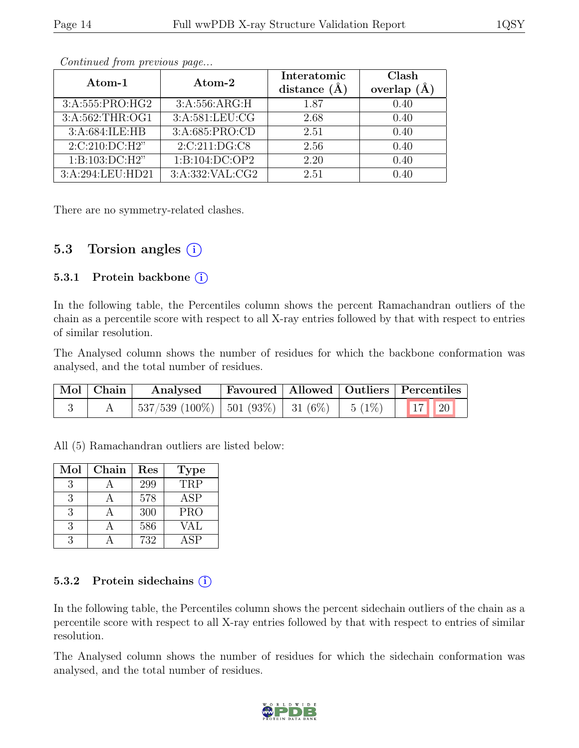*Continued from previous page...*

| Atom-1 | Atom-2 | Interatomic distance (Å) | Clash overlap (Å) |
|---|---|---|---|
| 3:A:555:PRO:HG2 | 3:A:556:ARG:H | 1.87 | 0.40 |
| 3:A:562:THR:OG1 | 3:A:581:LEU:CG | 2.68 | 0.40 |
| 3:A:684:ILE:HB | 3:A:685:PRO:CD | 2.51 | 0.40 |
| 2:C:210:DC:H2" | 2:C:211:DG:C8 | 2.56 | 0.40 |
| 1:B:103:DC:H2" | 1:B:104:DC:OP2 | 2.20 | 0.40 |
| 3:A:294:LEU:HD21 | 3:A:332:VAL:CG2 | 2.51 | 0.40 |

There are no symmetry-related clashes.

## 5.3 Torsion angles

### 5.3.1 Protein backbone

In the following table, the Percentiles column shows the percent Ramachandran outliers of the chain as a percentile score with respect to all X-ray entries followed by that with respect to entries of similar resolution.

The Analysed column shows the number of residues for which the backbone conformation was analysed, and the total number of residues.

| Mol | Chain | Analysed | Favoured | Allowed | Outliers | Percentiles | |
|---|---|---|---|---|---|---|---|
| 3 | A | 537/539 (100%) | 501 (93%) | 31 (6%) | 5 (1%) | 17 | 20 |

All (5) Ramachandran outliers are listed below:

| Mol | Chain | Res | Type |
|---|---|---|---|
| 3 | A | 299 | TRP |
| 3 | A | 578 | ASP |
| 3 | A | 300 | PRO |
| 3 | A | 586 | VAL |
| 3 | A | 732 | ASP |

### 5.3.2 Protein sidechains

In the following table, the Percentiles column shows the percent sidechain outliers of the chain as a percentile score with respect to all X-ray entries followed by that with respect to entries of similar resolution.

The Analysed column shows the number of residues for which the sidechain conformation was analysed, and the total number of residues.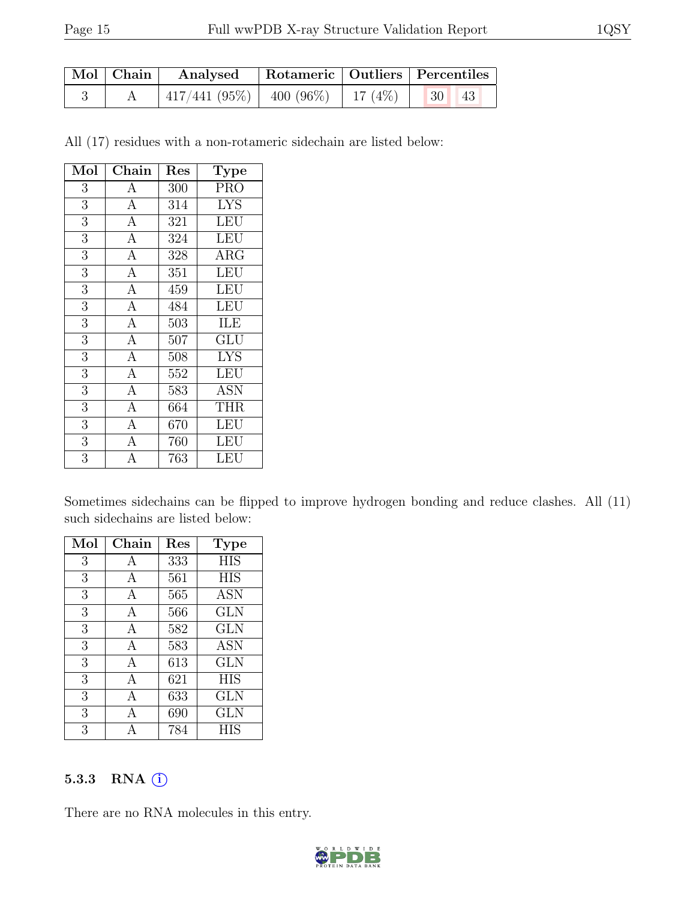| Mol | Chain | Analysed | Rotameric | Outliers | Percentiles |
|---|---|---|---|---|---|
| 3 | A | 417/441 (95%) | 400 (96%) | 17 (4%) | 30 43 |

All (17) residues with a non-rotameric sidechain are listed below:

| Mol | Chain | Res | Type |
|---|---|---|---|
| 3 | A | 300 | PRO |
| 3 | A | 314 | LYS |
| 3 | A | 321 | LEU |
| 3 | A | 324 | LEU |
| 3 | A | 328 | ARG |
| 3 | A | 351 | LEU |
| 3 | A | 459 | LEU |
| 3 | A | 484 | LEU |
| 3 | A | 503 | ILE |
| 3 | A | 507 | GLU |
| 3 | A | 508 | LYS |
| 3 | A | 552 | LEU |
| 3 | A | 583 | ASN |
| 3 | A | 664 | THR |
| 3 | A | 670 | LEU |
| 3 | A | 760 | LEU |
| 3 | A | 763 | LEU |

Sometimes sidechains can be flipped to improve hydrogen bonding and reduce clashes. All (11) such sidechains are listed below:

| Mol | Chain | Res | Type |
|---|---|---|---|
| 3 | A | 333 | HIS |
| 3 | A | 561 | HIS |
| 3 | A | 565 | ASN |
| 3 | A | 566 | GLN |
| 3 | A | 582 | GLN |
| 3 | A | 583 | ASN |
| 3 | A | 613 | GLN |
| 3 | A | 621 | HIS |
| 3 | A | 633 | GLN |
| 3 | A | 690 | GLN |
| 3 | A | 784 | HIS |

### 5.3.3 RNA (i)

There are no RNA molecules in this entry.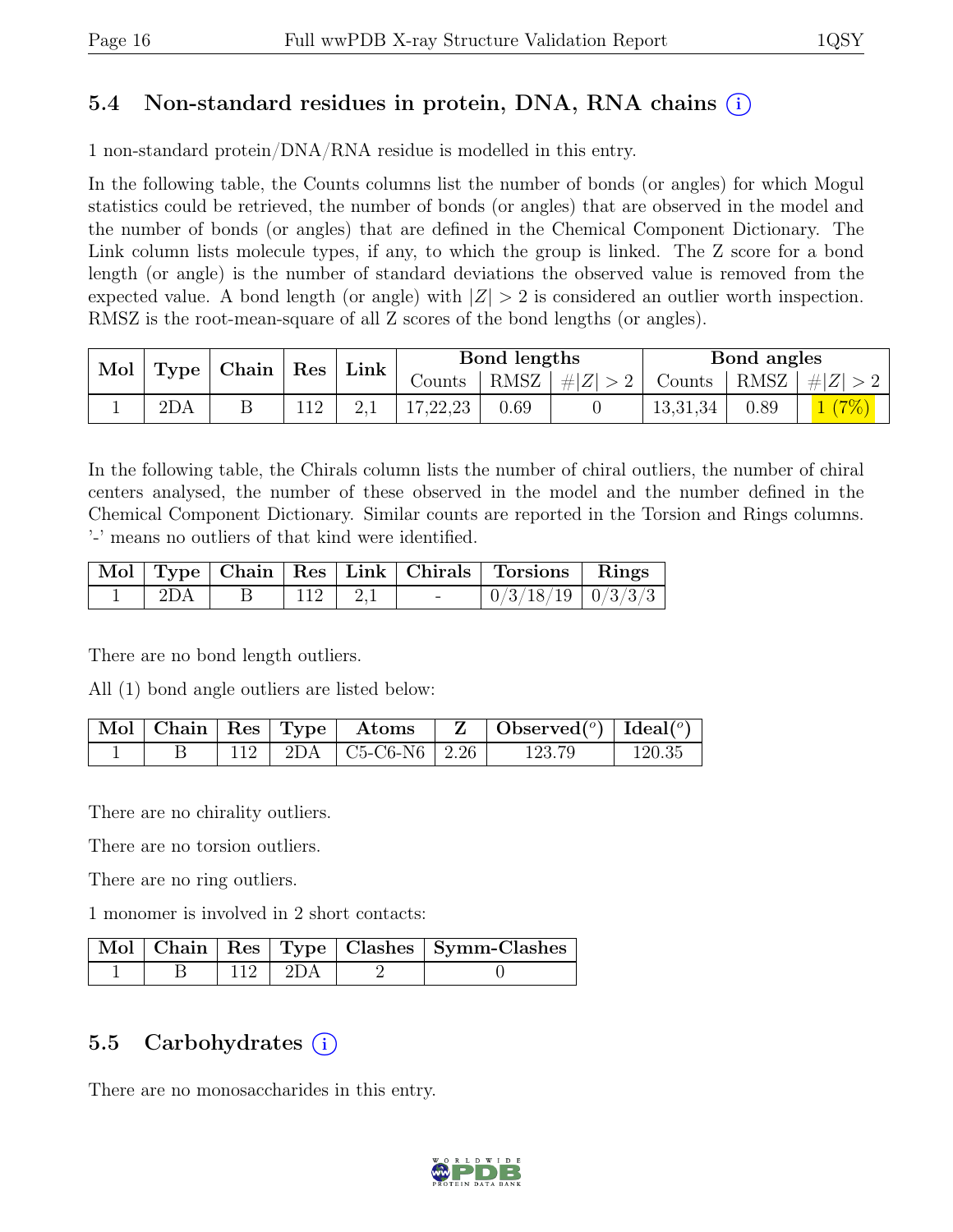## 5.4 Non-standard residues in protein, DNA, RNA chains (i)

1 non-standard protein/DNA/RNA residue is modelled in this entry.

In the following table, the Counts columns list the number of bonds (or angles) for which Mogul statistics could be retrieved, the number of bonds (or angles) that are observed in the model and the number of bonds (or angles) that are defined in the Chemical Component Dictionary. The Link column lists molecule types, if any, to which the group is linked. The Z score for a bond length (or angle) is the number of standard deviations the observed value is removed from the expected value. A bond length (or angle) with $|Z| > 2$ is considered an outlier worth inspection. RMSZ is the root-mean-square of all Z scores of the bond lengths (or angles).

| Mol | Type | Chain | Res | Link | Bond lengths | | | Bond angles | | |
|---|---|---|---|---|---|---|---|---|---|---|
| | | | | | Counts | RMSZ | $\#\|Z\| > 2$ | Counts | RMSZ | $\#\|Z\| > 2$ |
| 1 | 2DA | B | 112 | 2,1 | 17,22,23 | 0.69 | 0 | 13,31,34 | 0.89 | 1 (7%) |

In the following table, the Chirals column lists the number of chiral outliers, the number of chiral centers analysed, the number of these observed in the model and the number defined in the Chemical Component Dictionary. Similar counts are reported in the Torsion and Rings columns. '-' means no outliers of that kind were identified.

| Mol | Type | Chain | Res | Link | Chirals | Torsions | Rings |
|---|---|---|---|---|---|---|---|
| 1 | 2DA | B | 112 | 2,1 | - | 0/3/18/19 | 0/3/3/3 |

There are no bond length outliers.

All (1) bond angle outliers are listed below:

| Mol | Chain | Res | Type | Atoms | Z | Observed($^o$) | Ideal($^o$) |
|---|---|---|---|---|---|---|---|
| 1 | B | 112 | 2DA | C5-C6-N6 | 2.26 | 123.79 | 120.35 |

There are no chirality outliers.

There are no torsion outliers.

There are no ring outliers.

1 monomer is involved in 2 short contacts:

| Mol | Chain | Res | Type | Clashes | Symm-Clashes |
|---|---|---|---|---|---|
| 1 | B | 112 | 2DA | 2 | 0 |

## 5.5 Carbohydrates (i)

There are no monosaccharides in this entry.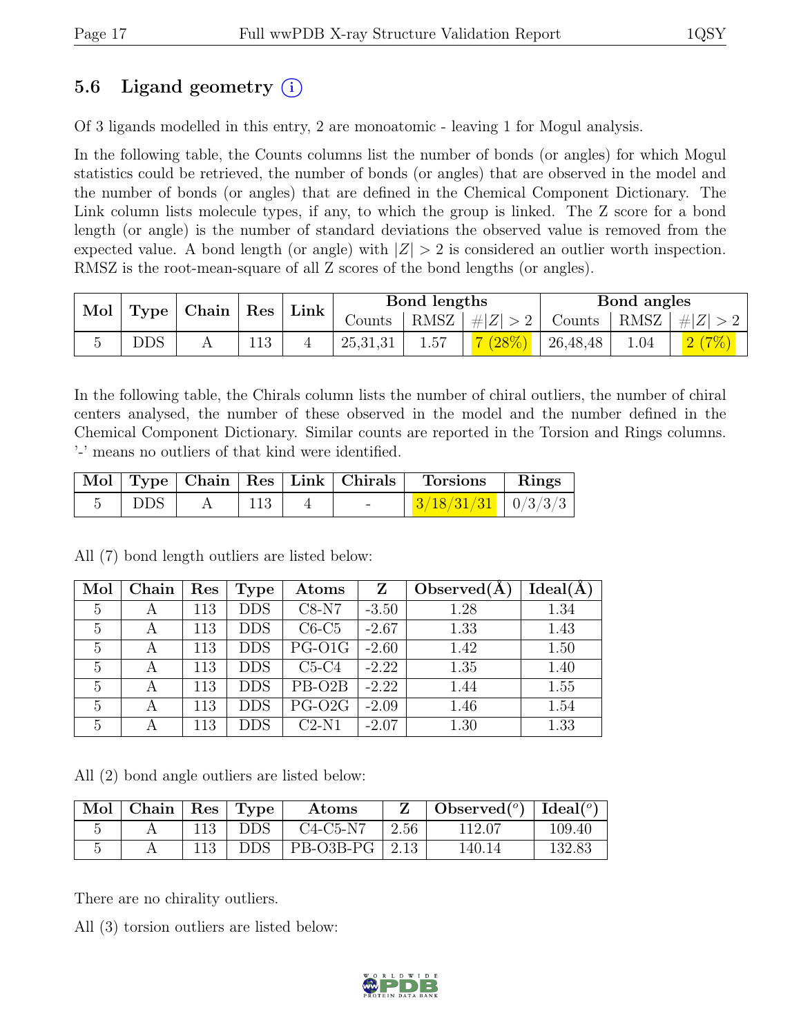## 5.6 Ligand geometry (i)

Of 3 ligands modelled in this entry, 2 are monoatomic - leaving 1 for Mogul analysis.

In the following table, the Counts columns list the number of bonds (or angles) for which Mogul statistics could be retrieved, the number of bonds (or angles) that are observed in the model and the number of bonds (or angles) that are defined in the Chemical Component Dictionary. The Link column lists molecule types, if any, to which the group is linked. The Z score for a bond length (or angle) is the number of standard deviations the observed value is removed from the expected value. A bond length (or angle) with $|Z| > 2$ is considered an outlier worth inspection. RMSZ is the root-mean-square of all Z scores of the bond lengths (or angles).

| Mol | Type | Chain | Res | Link | Bond lengths | | | Bond angles | | |
|---|---|---|---|---|---|---|---|---|---|---|
| | | | | | Counts | RMSZ | $\#\|Z\| > 2$ | Counts | RMSZ | $\#\|Z\| > 2$ |
| 5 | DDS | A | 113 | 4 | 25,31,31 | 1.57 | 7 (28%) | 26,48,48 | 1.04 | 2 (7%) |

In the following table, the Chirals column lists the number of chiral outliers, the number of chiral centers analysed, the number of these observed in the model and the number defined in the Chemical Component Dictionary. Similar counts are reported in the Torsion and Rings columns. '-' means no outliers of that kind were identified.

| Mol | Type | Chain | Res | Link | Chirals | Torsions | Rings |
|---|---|---|---|---|---|---|---|
| 5 | DDS | A | 113 | 4 | - | 3/18/31/31 | 0/3/3/3 |

All (7) bond length outliers are listed below:

| Mol | Chain | Res | Type | Atoms | Z | Observed(Å) | Ideal(Å) |
|---|---|---|---|---|---|---|---|
| 5 | A | 113 | DDS | C8-N7 | -3.50 | 1.28 | 1.34 |
| 5 | A | 113 | DDS | C6-C5 | -2.67 | 1.33 | 1.43 |
| 5 | A | 113 | DDS | PG-O1G | -2.60 | 1.42 | 1.50 |
| 5 | A | 113 | DDS | C5-C4 | -2.22 | 1.35 | 1.40 |
| 5 | A | 113 | DDS | PB-O2B | -2.22 | 1.44 | 1.55 |
| 5 | A | 113 | DDS | PG-O2G | -2.09 | 1.46 | 1.54 |
| 5 | A | 113 | DDS | C2-N1 | -2.07 | 1.30 | 1.33 |

All (2) bond angle outliers are listed below:

| Mol | Chain | Res | Type | Atoms | Z | Observed(°) | Ideal(°) |
|---|---|---|---|---|---|---|---|
| 5 | A | 113 | DDS | C4-C5-N7 | 2.56 | 112.07 | 109.40 |
| 5 | A | 113 | DDS | PB-O3B-PG | 2.13 | 140.14 | 132.83 |

There are no chirality outliers.

All (3) torsion outliers are listed below: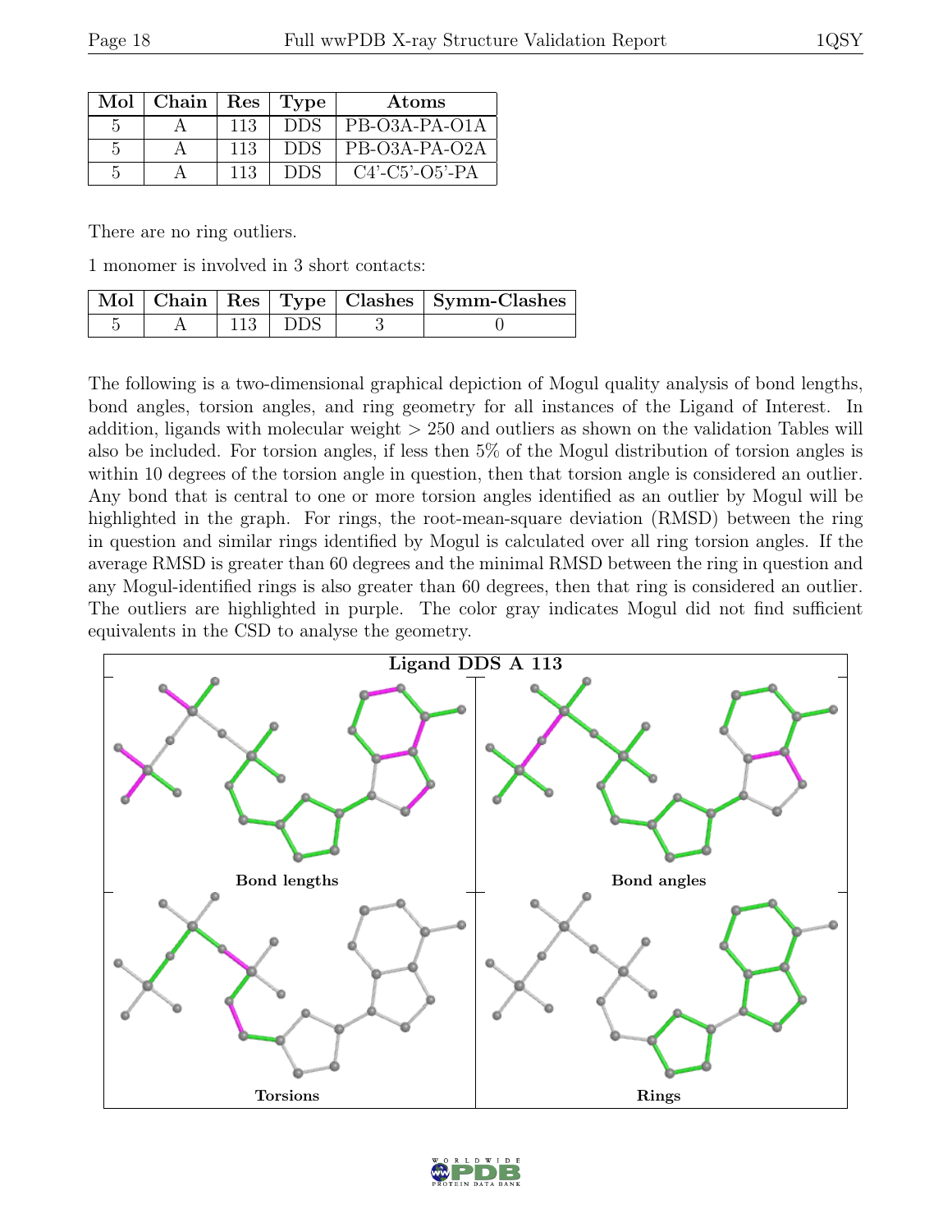| Mol | Chain | Res | Type | Atoms |
|---|---|---|---|---|
| 5 | A | 113 | DDS | PB-O3A-PA-O1A |
| 5 | A | 113 | DDS | PB-O3A-PA-O2A |
| 5 | A | 113 | DDS | C4'-C5'-O5'-PA |

There are no ring outliers.

1 monomer is involved in 3 short contacts:

| Mol | Chain | Res | Type | Clashes | Symm-Clashes |
|---|---|---|---|---|---|
| 5 | A | 113 | DDS | 3 | 0 |

The following is a two-dimensional graphical depiction of Mogul quality analysis of bond lengths, bond angles, torsion angles, and ring geometry for all instances of the Ligand of Interest. In addition, ligands with molecular weight > 250 and outliers as shown on the validation Tables will also be included. For torsion angles, if less then 5% of the Mogul distribution of torsion angles is within 10 degrees of the torsion angle in question, then that torsion angle is considered an outlier. Any bond that is central to one or more torsion angles identified as an outlier by Mogul will be highlighted in the graph. For rings, the root-mean-square deviation (RMSD) between the ring in question and similar rings identified by Mogul is calculated over all ring torsion angles. If the average RMSD is greater than 60 degrees and the minimal RMSD between the ring in question and any Mogul-identified rings is also greater than 60 degrees, then that ring is considered an outlier. The outliers are highlighted in purple. The color gray indicates Mogul did not find sufficient equivalents in the CSD to analyse the geometry.

**Ligand DDS A 113**

Bond lengths | Bond angles | Torsions | Rings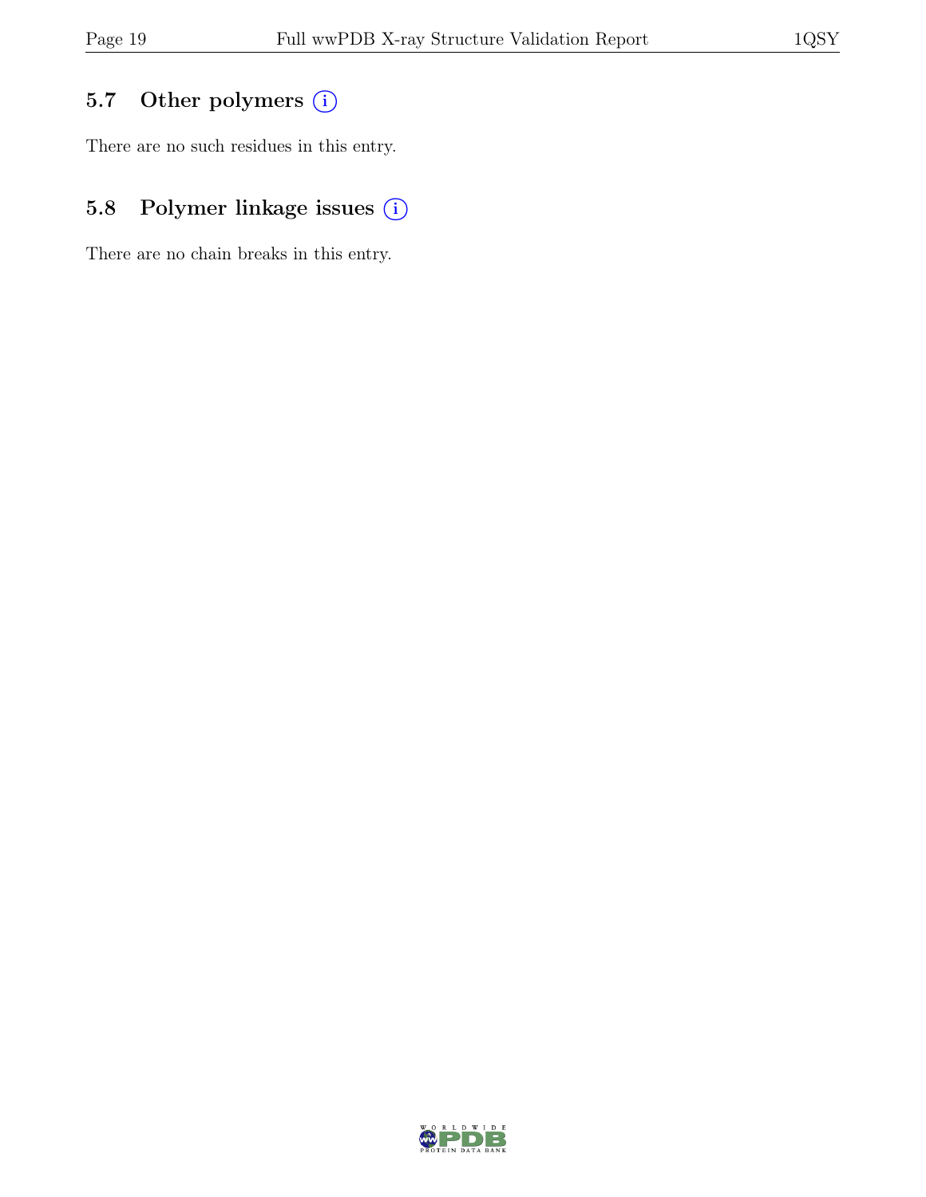## 5.7 Other polymers (i)

There are no such residues in this entry.

## 5.8 Polymer linkage issues (i)

There are no chain breaks in this entry.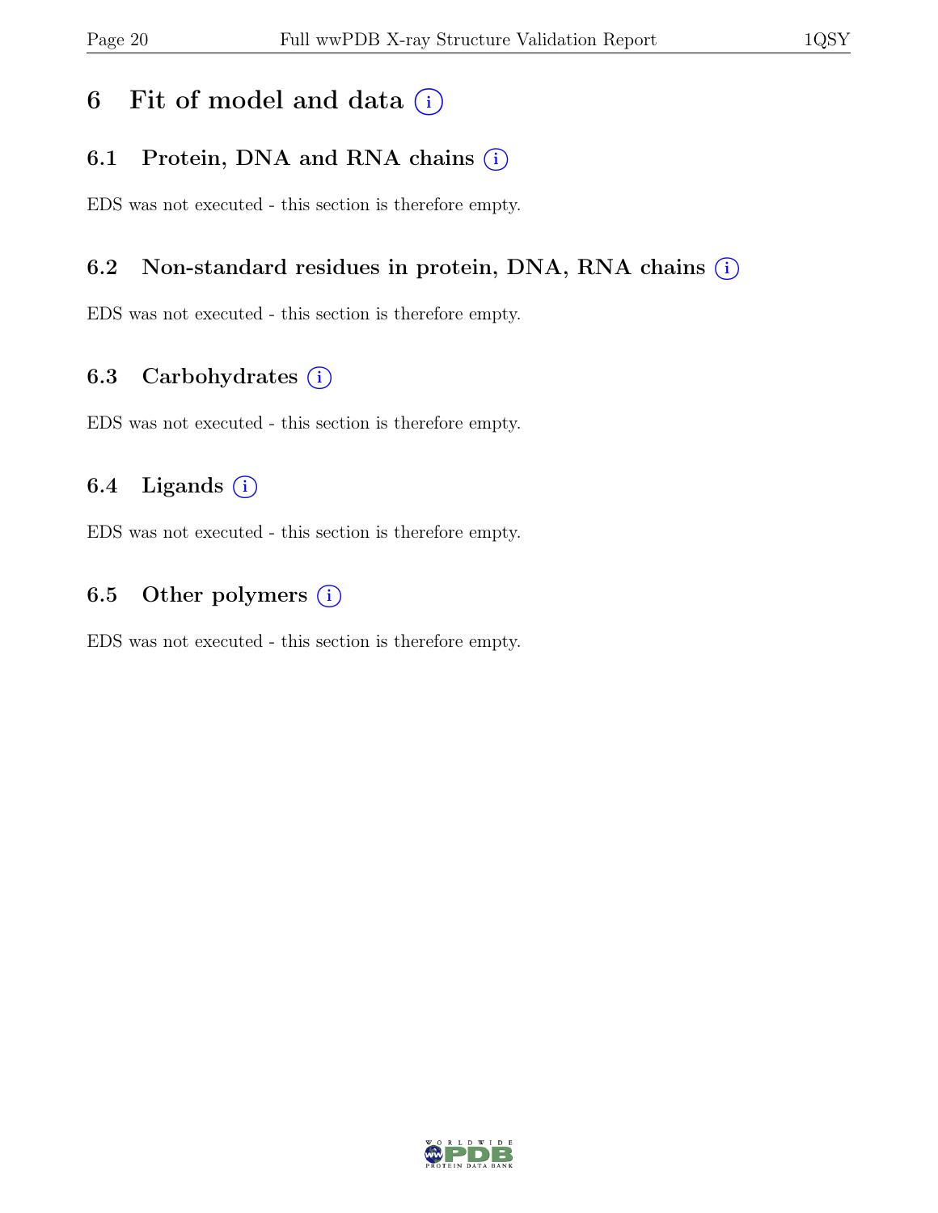# 6 Fit of model and data

## 6.1 Protein, DNA and RNA chains

EDS was not executed - this section is therefore empty.

## 6.2 Non-standard residues in protein, DNA, RNA chains

EDS was not executed - this section is therefore empty.

## 6.3 Carbohydrates

EDS was not executed - this section is therefore empty.

## 6.4 Ligands

EDS was not executed - this section is therefore empty.

## 6.5 Other polymers

EDS was not executed - this section is therefore empty.